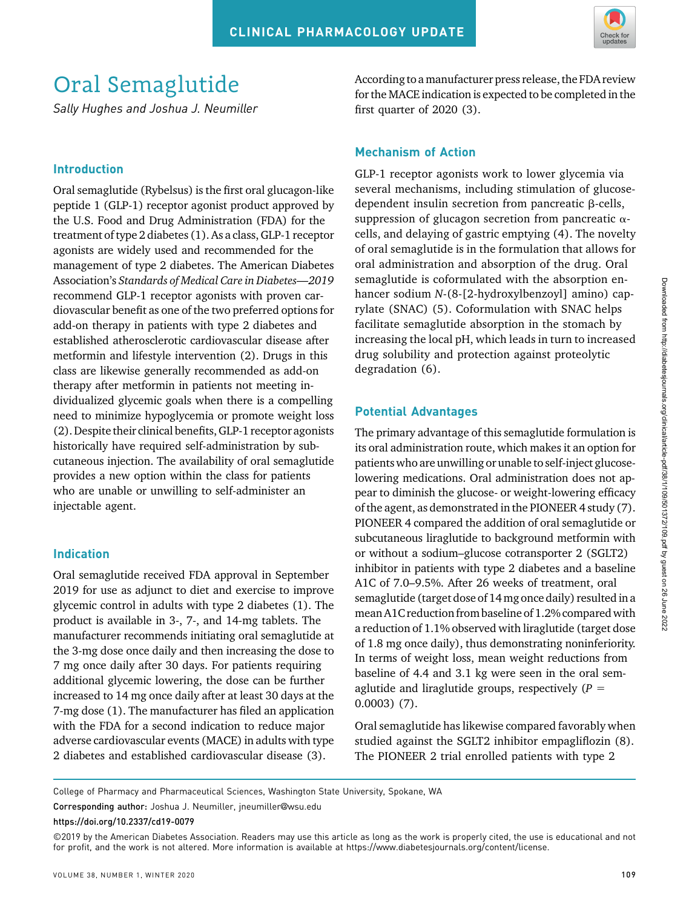CLINICAL PHARMACOLOGY UPDATE

# Oral Semaglutide

*Sally Hughes and Joshua J. Neumiller*

## Introduction

Oral semaglutide (Rybelsus) is the first oral glucagon-like peptide 1 (GLP-1) receptor agonist product approved by the U.S. Food and Drug Administration (FDA) for the treatment of type 2 diabetes (1). As a class, GLP-1 receptor agonists are widely used and recommended for the management of type 2 diabetes. The American Diabetes Association's *Standards of Medical Care in Diabetes—2019* recommend GLP-1 receptor agonists with proven cardiovascular benefit as one of the two preferred options for add-on therapy in patients with type 2 diabetes and established atherosclerotic cardiovascular disease after metformin and lifestyle intervention (2). Drugs in this class are likewise generally recommended as add-on therapy after metformin in patients not meeting individualized glycemic goals when there is a compelling need to minimize hypoglycemia or promote weight loss (2). Despite their clinical benefits, GLP-1 receptor agonists historically have required self-administration by subcutaneous injection. The availability of oral semaglutide provides a new option within the class for patients who are unable or unwilling to self-administer an injectable agent.

## Indication

Oral semaglutide received FDA approval in September 2019 for use as adjunct to diet and exercise to improve glycemic control in adults with type 2 diabetes (1). The product is available in 3-, 7-, and 14-mg tablets. The manufacturer recommends initiating oral semaglutide at the 3-mg dose once daily and then increasing the dose to 7 mg once daily after 30 days. For patients requiring additional glycemic lowering, the dose can be further increased to 14 mg once daily after at least 30 days at the 7-mg dose (1). The manufacturer has filed an application with the FDA for a second indication to reduce major adverse cardiovascular events (MACE) in adults with type 2 diabetes and established cardiovascular disease (3). According to a manufacturer press release, the FDA review for the MACE indication is expected to be completed in the first quarter of 2020 (3).

## Mechanism of Action

GLP-1 receptor agonists work to lower glycemia via several mechanisms, including stimulation of glucose-dependent insulin secretion from pancreatic β-cells, suppression of glucagon secretion from pancreatic α-cells, and delaying of gastric emptying (4). The novelty of oral semaglutide is in the formulation that allows for oral administration and absorption of the drug. Oral semaglutide is coformulated with the absorption enhancer sodium *N*-(8-[2-hydroxylbenzoyl] amino) caprylate (SNAC) (5). Coformulation with SNAC helps facilitate semaglutide absorption in the stomach by increasing the local pH, which leads in turn to increased drug solubility and protection against proteolytic degradation (6).

## Potential Advantages

The primary advantage of this semaglutide formulation is its oral administration route, which makes it an option for patients who are unwilling or unable to self-inject glucose-lowering medications. Oral administration does not appear to diminish the glucose- or weight-lowering efficacy of the agent, as demonstrated in the PIONEER 4 study (7). PIONEER 4 compared the addition of oral semaglutide or subcutaneous liraglutide to background metformin with or without a sodium–glucose cotransporter 2 (SGLT2) inhibitor in patients with type 2 diabetes and a baseline A1C of 7.0–9.5%. After 26 weeks of treatment, oral semaglutide (target dose of 14 mg once daily) resulted in a mean A1C reduction from baseline of 1.2% compared with a reduction of 1.1% observed with liraglutide (target dose of 1.8 mg once daily), thus demonstrating noninferiority. In terms of weight loss, mean weight reductions from baseline of 4.4 and 3.1 kg were seen in the oral semaglutide and liraglutide groups, respectively ($P$ = 0.0003) (7).

Oral semaglutide has likewise compared favorably when studied against the SGLT2 inhibitor empagliflozin (8). The PIONEER 2 trial enrolled patients with type 2

College of Pharmacy and Pharmaceutical Sciences, Washington State University, Spokane, WA

**Corresponding author:** Joshua J. Neumiller, jneumiller@wsu.edu

**https://doi.org/10.2337/cd19-0079**

©2019 by the American Diabetes Association. Readers may use this article as long as the work is properly cited, the use is educational and not for profit, and the work is not altered. More information is available at https://www.diabetesjournals.org/content/license.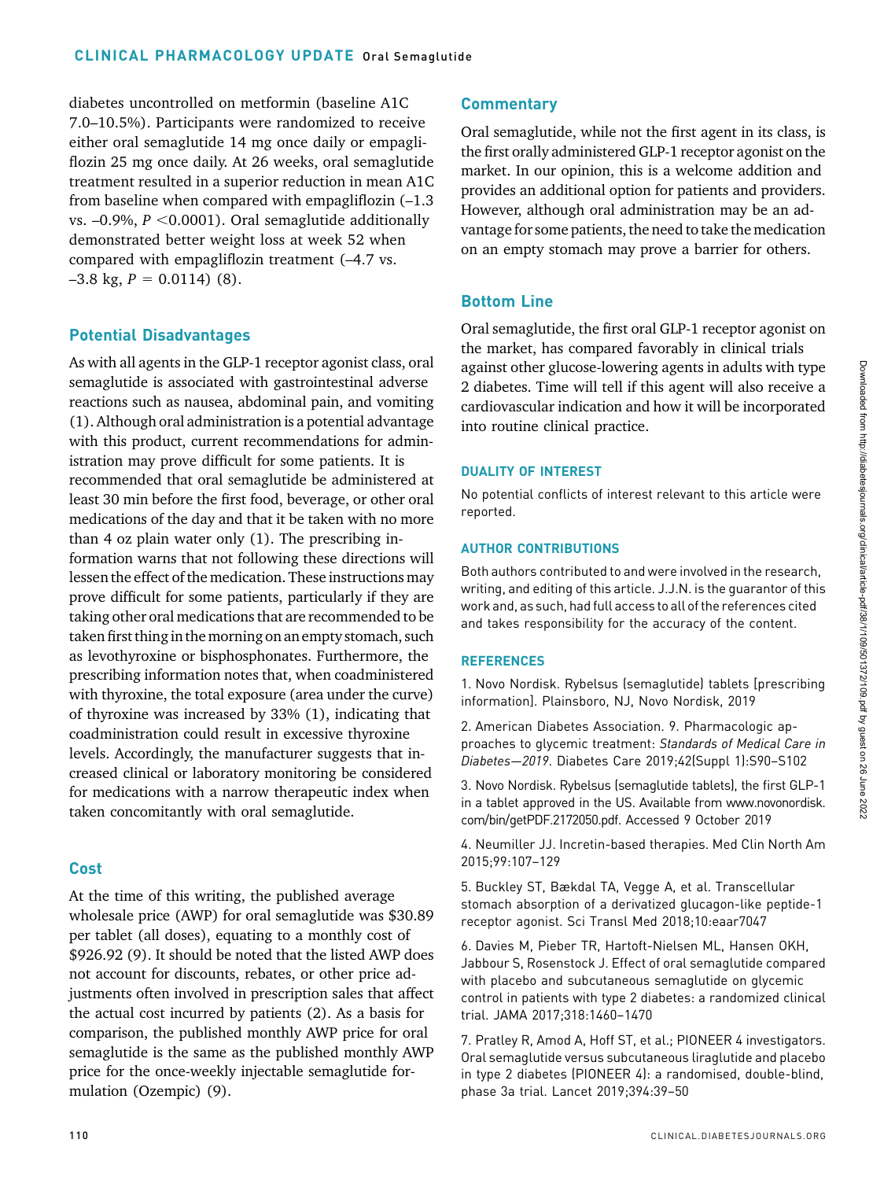diabetes uncontrolled on metformin (baseline A1C 7.0–10.5%). Participants were randomized to receive either oral semaglutide 14 mg once daily or empagliflozin 25 mg once daily. At 26 weeks, oral semaglutide treatment resulted in a superior reduction in mean A1C from baseline when compared with empagliflozin (–1.3 vs. –0.9%, $P < 0.0001$). Oral semaglutide additionally demonstrated better weight loss at week 52 when compared with empagliflozin treatment (–4.7 vs. –3.8 kg, $P = 0.0114$) (8).

## Potential Disadvantages

As with all agents in the GLP-1 receptor agonist class, oral semaglutide is associated with gastrointestinal adverse reactions such as nausea, abdominal pain, and vomiting (1). Although oral administration is a potential advantage with this product, current recommendations for administration may prove difficult for some patients. It is recommended that oral semaglutide be administered at least 30 min before the first food, beverage, or other oral medications of the day and that it be taken with no more than 4 oz plain water only (1). The prescribing information warns that not following these directions will lessen the effect of the medication. These instructions may prove difficult for some patients, particularly if they are taking other oral medications that are recommended to be taken first thing in the morning on an empty stomach, such as levothyroxine or bisphosphonates. Furthermore, the prescribing information notes that, when coadministered with thyroxine, the total exposure (area under the curve) of thyroxine was increased by 33% (1), indicating that coadministration could result in excessive thyroxine levels. Accordingly, the manufacturer suggests that increased clinical or laboratory monitoring be considered for medications with a narrow therapeutic index when taken concomitantly with oral semaglutide.

## Cost

At the time of this writing, the published average wholesale price (AWP) for oral semaglutide was $30.89 per tablet (all doses), equating to a monthly cost of $926.92 (9). It should be noted that the listed AWP does not account for discounts, rebates, or other price adjustments often involved in prescription sales that affect the actual cost incurred by patients (2). As a basis for comparison, the published monthly AWP price for oral semaglutide is the same as the published monthly AWP price for the once-weekly injectable semaglutide formulation (Ozempic) (9).

## Commentary

Oral semaglutide, while not the first agent in its class, is the first orally administered GLP-1 receptor agonist on the market. In our opinion, this is a welcome addition and provides an additional option for patients and providers. However, although oral administration may be an advantage for some patients, the need to take the medication on an empty stomach may prove a barrier for others.

## Bottom Line

Oral semaglutide, the first oral GLP-1 receptor agonist on the market, has compared favorably in clinical trials against other glucose-lowering agents in adults with type 2 diabetes. Time will tell if this agent will also receive a cardiovascular indication and how it will be incorporated into routine clinical practice.

### DUALITY OF INTEREST

No potential conflicts of interest relevant to this article were reported.

### AUTHOR CONTRIBUTIONS

Both authors contributed to and were involved in the research, writing, and editing of this article. J.J.N. is the guarantor of this work and, as such, had full access to all of the references cited and takes responsibility for the accuracy of the content.

### REFERENCES

1. Novo Nordisk. Rybelsus (semaglutide) tablets [prescribing information]. Plainsboro, NJ, Novo Nordisk, 2019

2. American Diabetes Association. 9. Pharmacologic approaches to glycemic treatment: *Standards of Medical Care in Diabetes—2019*. Diabetes Care 2019;42(Suppl 1):S90–S102

3. Novo Nordisk. Rybelsus (semaglutide tablets), the first GLP-1 in a tablet approved in the US. Available from www.novonordisk.com/bin/getPDF.2172050.pdf. Accessed 9 October 2019

4. Neumiller JJ. Incretin-based therapies. Med Clin North Am 2015;99:107–129

5. Buckley ST, Bækdal TA, Vegge A, et al. Transcellular stomach absorption of a derivatized glucagon-like peptide-1 receptor agonist. Sci Transl Med 2018;10:eaar7047

6. Davies M, Pieber TR, Hartoft-Nielsen ML, Hansen OKH, Jabbour S, Rosenstock J. Effect of oral semaglutide compared with placebo and subcutaneous semaglutide on glycemic control in patients with type 2 diabetes: a randomized clinical trial. JAMA 2017;318:1460–1470

7. Pratley R, Amod A, Hoff ST, et al.; PIONEER 4 investigators. Oral semaglutide versus subcutaneous liraglutide and placebo in type 2 diabetes (PIONEER 4): a randomised, double-blind, phase 3a trial. Lancet 2019;394:39–50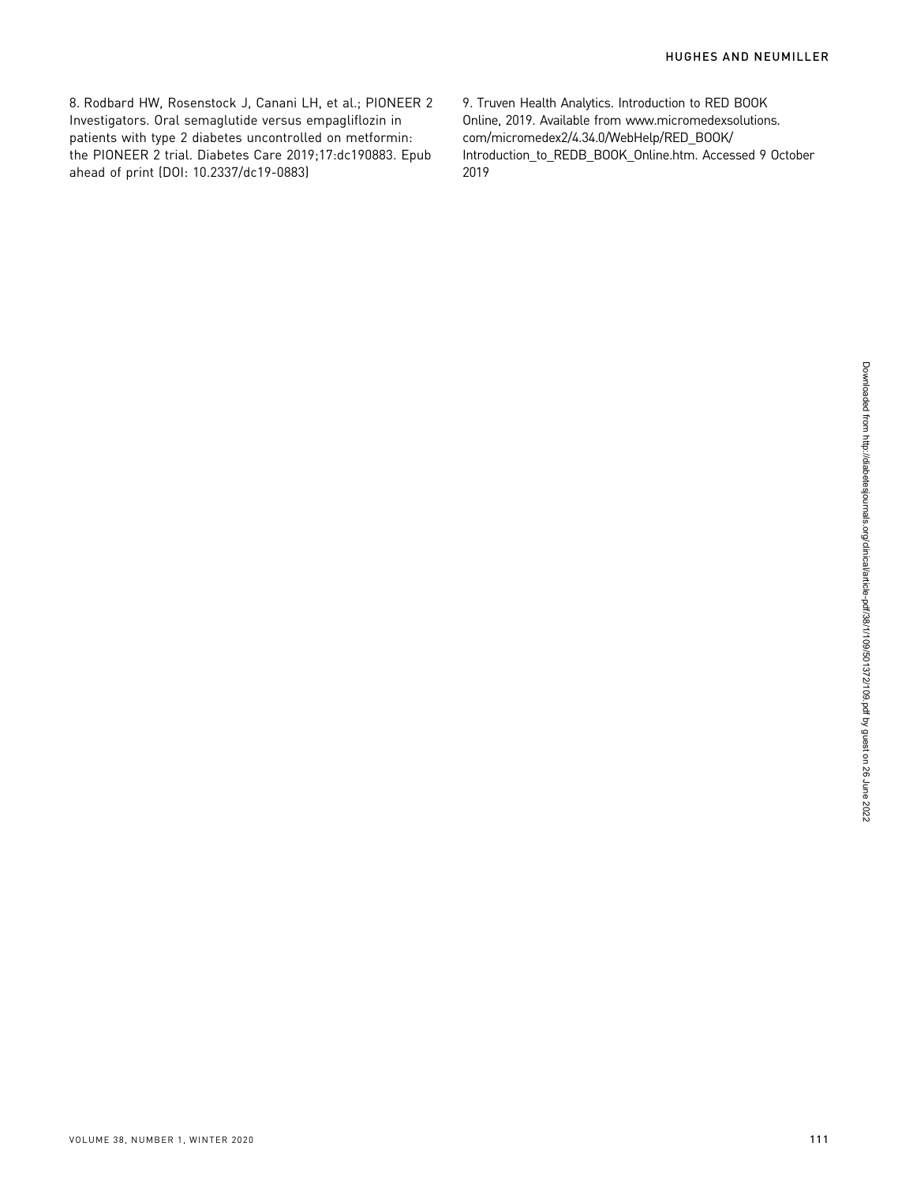8. Rodbard HW, Rosenstock J, Canani LH, et al.; PIONEER 2 Investigators. Oral semaglutide versus empagliflozin in patients with type 2 diabetes uncontrolled on metformin: the PIONEER 2 trial. Diabetes Care 2019;17:dc190883. Epub ahead of print (DOI: 10.2337/dc19-0883)

9. Truven Health Analytics. Introduction to RED BOOK Online, 2019. Available from www.micromedexsolutions.com/micromedex2/4.34.0/WebHelp/RED_BOOK/Introduction_to_REDB_BOOK_Online.htm. Accessed 9 October 2019